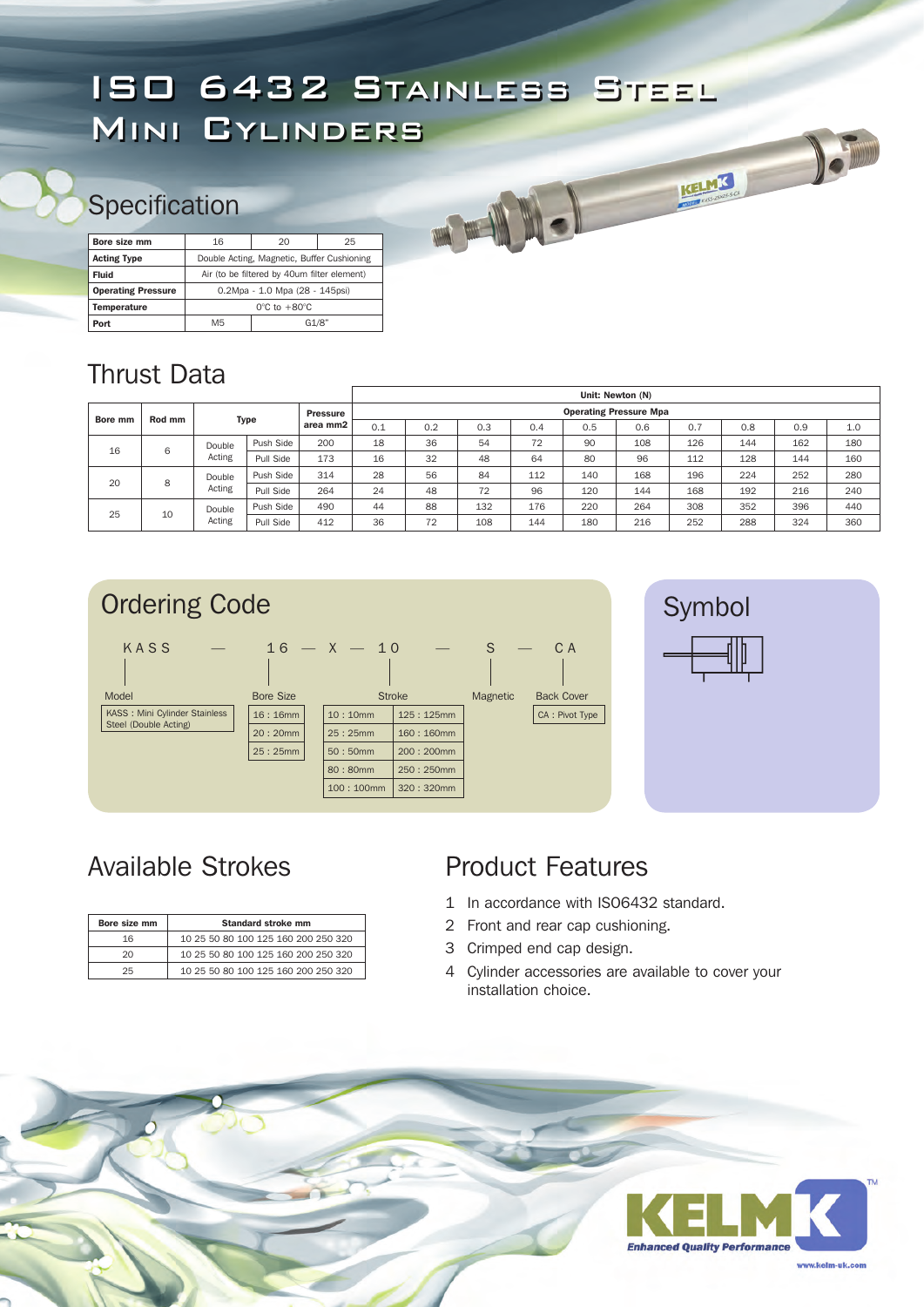# ISO 6432 Stainless Steel Mini Cylinders

## Specification

| Bore size mm | 16 | 20 | 25 |
|---|---|---|---|
| Acting Type | Double Acting, Magnetic, Buffer Cushioning | | |
| Fluid | Air (to be filtered by 40um filter element) | | |
| Operating Pressure | 0.2Mpa - 1.0 Mpa (28 - 145psi) | | |
| Temperature | 0°C to +80°C | | |
| Port | M5 | G1/8" | |

## Thrust Data

| Bore mm | Rod mm | Type | | Pressure area mm2 | Unit: Newton (N) Operating Pressure Mpa | | | | | | | | | |
|---|---|---|---|---|---|---|---|---|---|---|---|---|---|---|
| | | | | | 0.1 | 0.2 | 0.3 | 0.4 | 0.5 | 0.6 | 0.7 | 0.8 | 0.9 | 1.0 |
| 16 | 6 | Double Acting | Push Side | 200 | 18 | 36 | 54 | 72 | 90 | 108 | 126 | 144 | 162 | 180 |
| | | | Pull Side | 173 | 16 | 32 | 48 | 64 | 80 | 96 | 112 | 128 | 144 | 160 |
| 20 | 8 | Double Acting | Push Side | 314 | 28 | 56 | 84 | 112 | 140 | 168 | 196 | 224 | 252 | 280 |
| | | | Pull Side | 264 | 24 | 48 | 72 | 96 | 120 | 144 | 168 | 192 | 216 | 240 |
| 25 | 10 | Double Acting | Push Side | 490 | 44 | 88 | 132 | 176 | 220 | 264 | 308 | 352 | 396 | 440 |
| | | | Pull Side | 412 | 36 | 72 | 108 | 144 | 180 | 216 | 252 | 288 | 324 | 360 |

## Ordering Code

KASS — 16 — X — 10 — S — CA

- **Model**: KASS : Mini Cylinder Stainless Steel (Double Acting)
- **Bore Size**: 16 : 16mm, 20 : 20mm, 25 : 25mm
- **Stroke**:

| | |
|---|---|
| 10 : 10mm | 125 : 125mm |
| 25 : 25mm | 160 : 160mm |
| 50 : 50mm | 200 : 200mm |
| 80 : 80mm | 250 : 250mm |
| 100 : 100mm | 320 : 320mm |

- **Magnetic**: S
- **Back Cover**: CA : Pivot Type

## Symbol

## Available Strokes

| Bore size mm | Standard stroke mm |
|---|---|
| 16 | 10 25 50 80 100 125 160 200 250 320 |
| 20 | 10 25 50 80 100 125 160 200 250 320 |
| 25 | 10 25 50 80 100 125 160 200 250 320 |

## Product Features

1. In accordance with ISO6432 standard.
2. Front and rear cap cushioning.
3. Crimped end cap design.
4. Cylinder accessories are available to cover your installation choice.

KELMK™ *Enhanced Quality Performance*

www.kelm-uk.com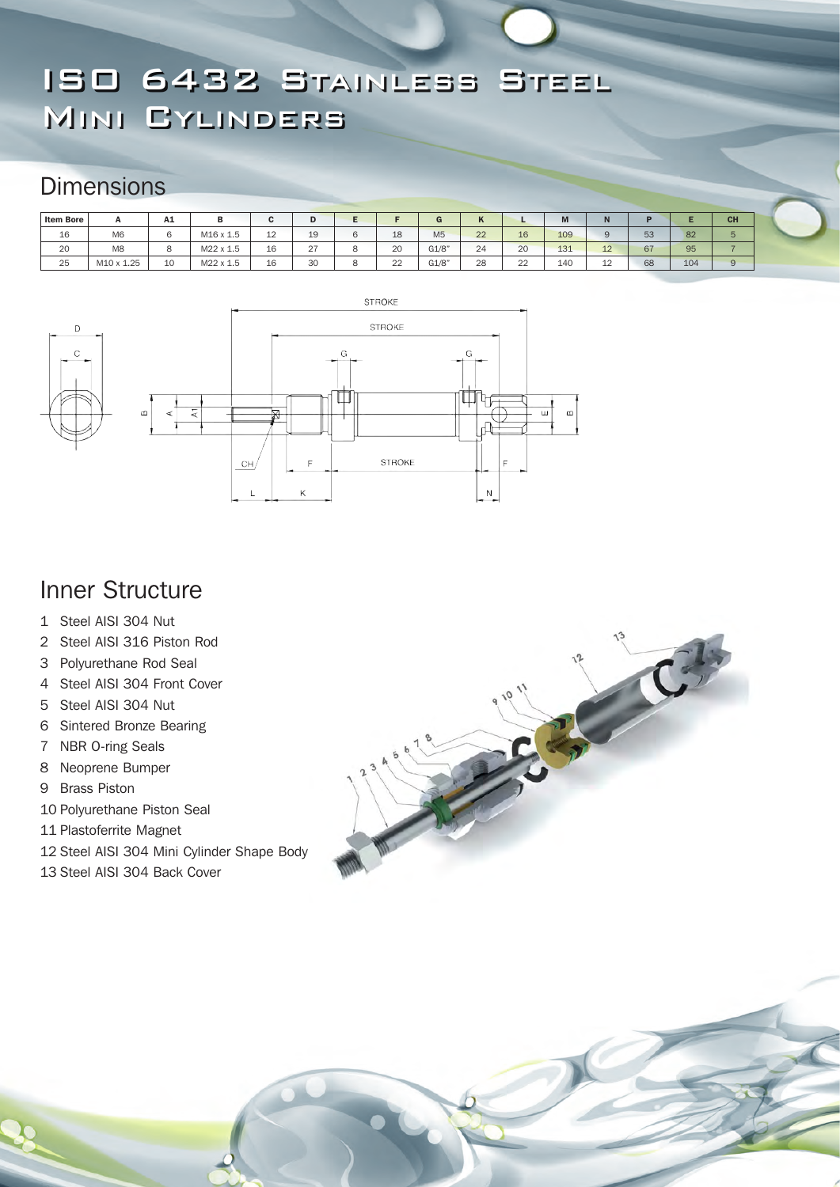# ISO 6432 Stainless Steel Mini Cylinders

## Dimensions

| Item Bore | A | A1 | B | C | D | E | F | G | K | L | M | N | P | E | CH |
|---|---|---|---|---|---|---|---|---|---|---|---|---|---|---|---|
| 16 | M6 | 6 | M16 x 1.5 | 12 | 19 | 6 | 18 | M5 | 22 | 16 | 109 | 9 | 53 | 82 | 5 |
| 20 | M8 | 8 | M22 x 1.5 | 16 | 27 | 8 | 20 | G1/8" | 24 | 20 | 131 | 12 | 67 | 95 | 7 |
| 25 | M10 x 1.25 | 10 | M22 x 1.5 | 16 | 30 | 8 | 22 | G1/8" | 28 | 22 | 140 | 12 | 68 | 104 | 9 |

D
C
STROKE
STROKE
G
G
B
A
A1
E
B
CH
F
STROKE
F
L
K
N

## Inner Structure

1 Steel AISI 304 Nut
2 Steel AISI 316 Piston Rod
3 Polyurethane Rod Seal
4 Steel AISI 304 Front Cover
5 Steel AISI 304 Nut
6 Sintered Bronze Bearing
7 NBR O-ring Seals
8 Neoprene Bumper
9 Brass Piston
10 Polyurethane Piston Seal
11 Plastoferrite Magnet
12 Steel AISI 304 Mini Cylinder Shape Body
13 Steel AISI 304 Back Cover